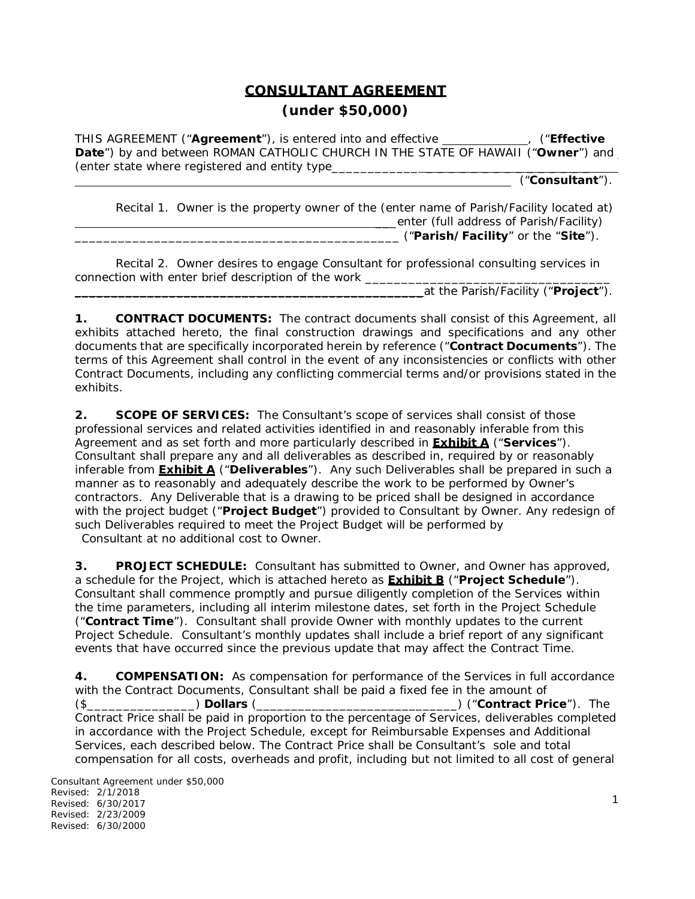# CONSULTANT AGREEMENT

## (under $50,000)

THIS AGREEMENT ("**Agreement**"), is entered into and effective _____________, ("**Effective Date**") by and between ROMAN CATHOLIC CHURCH IN THE STATE OF HAWAII ("**Owner**") and (enter state where registered and entity type_____________________________________________ ____________________________________________________________________ ("**Consultant**").

Recital 1. Owner is the property owner of the (enter name of Parish/Facility located at) ___________________________________________________enter (full address of Parish/Facility) _____________________________________________ ("**Parish/Facility**" or the "**Site**").

Recital 2. Owner desires to engage Consultant for professional consulting services in connection with enter brief description of the work __________________________________ ____________________________________________________at the Parish/Facility ("**Project**").

**1. CONTRACT DOCUMENTS:** The contract documents shall consist of this Agreement, all exhibits attached hereto, the final construction drawings and specifications and any other documents that are specifically incorporated herein by reference ("**Contract Documents**"). The terms of this Agreement shall control in the event of any inconsistencies or conflicts with other Contract Documents, including any conflicting commercial terms and/or provisions stated in the exhibits.

**2. SCOPE OF SERVICES:** The Consultant's scope of services shall consist of those professional services and related activities identified in and reasonably inferable from this Agreement and as set forth and more particularly described in **Exhibit A** ("**Services**"). Consultant shall prepare any and all deliverables as described in, required by or reasonably inferable from **Exhibit A** ("**Deliverables**"). Any such Deliverables shall be prepared in such a manner as to reasonably and adequately describe the work to be performed by Owner's contractors. Any Deliverable that is a drawing to be priced shall be designed in accordance with the project budget ("**Project Budget**") provided to Consultant by Owner. Any redesign of such Deliverables required to meet the Project Budget will be performed by Consultant at no additional cost to Owner.

**3. PROJECT SCHEDULE:** Consultant has submitted to Owner, and Owner has approved, a schedule for the Project, which is attached hereto as **Exhibit B** ("**Project Schedule**"). Consultant shall commence promptly and pursue diligently completion of the Services within the time parameters, including all interim milestone dates, set forth in the Project Schedule ("**Contract Time**"). Consultant shall provide Owner with monthly updates to the current Project Schedule. Consultant's monthly updates shall include a brief report of any significant events that have occurred since the previous update that may affect the Contract Time.

**4. COMPENSATION:** As compensation for performance of the Services in full accordance with the Contract Documents, Consultant shall be paid a fixed fee in the amount of ($_______________) **Dollars** (_____________________________) ("**Contract Price**"). The Contract Price shall be paid in proportion to the percentage of Services, deliverables completed in accordance with the Project Schedule, except for Reimbursable Expenses and Additional Services, each described below. The Contract Price shall be Consultant's sole and total compensation for all costs, overheads and profit, including but not limited to all cost of general

Consultant Agreement under $50,000
Revised: 2/1/2018
Revised: 6/30/2017
Revised: 2/23/2009
Revised: 6/30/2000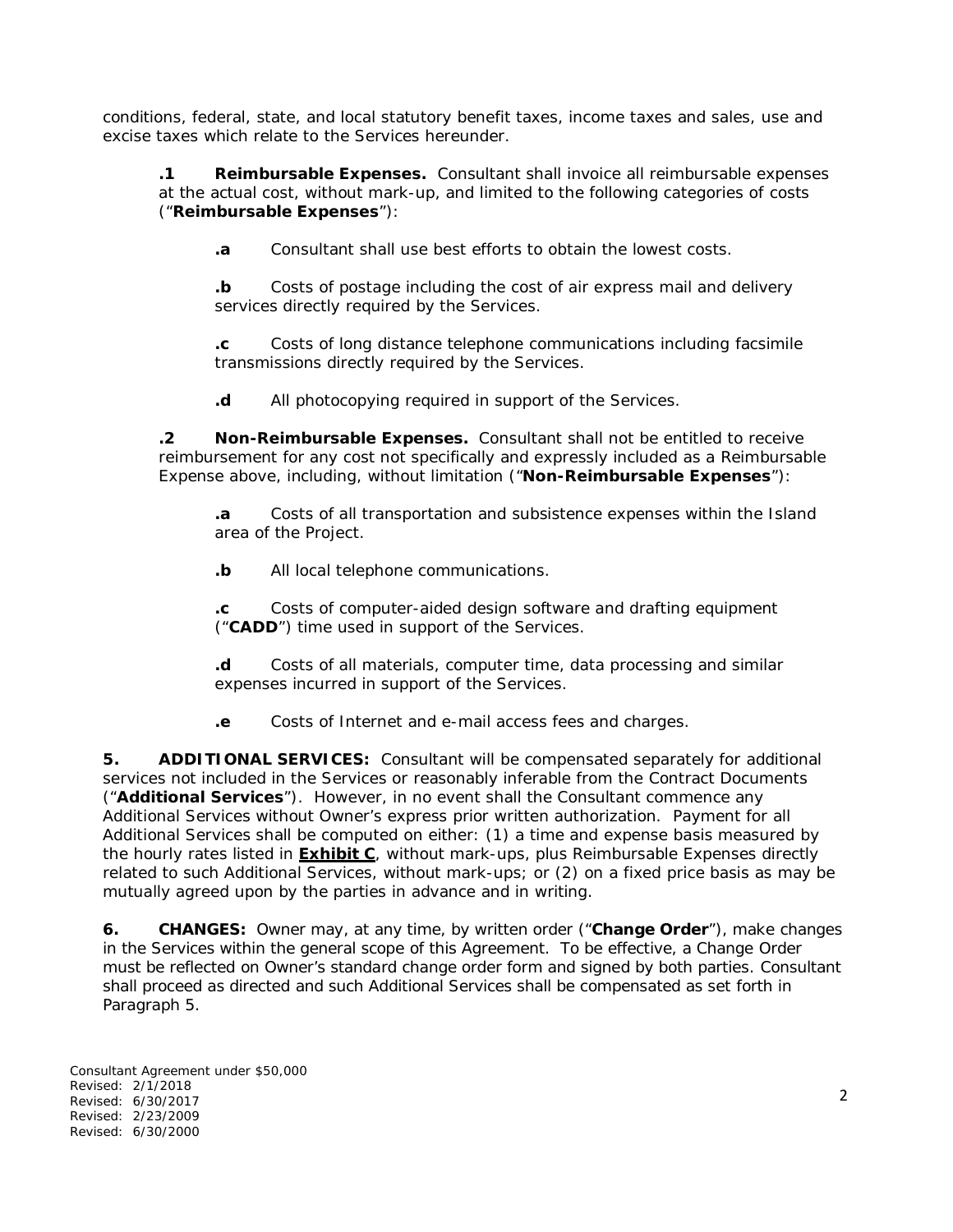conditions, federal, state, and local statutory benefit taxes, income taxes and sales, use and excise taxes which relate to the Services hereunder.

**.1 Reimbursable Expenses.** Consultant shall invoice all reimbursable expenses at the actual cost, without mark-up, and limited to the following categories of costs ("**Reimbursable Expenses**"):

**.a** Consultant shall use best efforts to obtain the lowest costs.

**.b** Costs of postage including the cost of air express mail and delivery services directly required by the Services.

**.c** Costs of long distance telephone communications including facsimile transmissions directly required by the Services.

**.d** All photocopying required in support of the Services.

**.2 Non-Reimbursable Expenses.** Consultant shall not be entitled to receive reimbursement for any cost not specifically and expressly included as a Reimbursable Expense above, including, without limitation ("**Non-Reimbursable Expenses**"):

**.a** Costs of all transportation and subsistence expenses within the Island area of the Project.

**.b** All local telephone communications.

**.c** Costs of computer-aided design software and drafting equipment ("**CADD**") time used in support of the Services.

**.d** Costs of all materials, computer time, data processing and similar expenses incurred in support of the Services.

**.e** Costs of Internet and e-mail access fees and charges.

**5. ADDITIONAL SERVICES:** Consultant will be compensated separately for additional services not included in the Services or reasonably inferable from the Contract Documents ("**Additional Services**"). However, in no event shall the Consultant commence any Additional Services without Owner's express prior written authorization. Payment for all Additional Services shall be computed on either: (1) a time and expense basis measured by the hourly rates listed in **Exhibit C**, without mark-ups, plus Reimbursable Expenses directly related to such Additional Services, without mark-ups; or (2) on a fixed price basis as may be mutually agreed upon by the parties in advance and in writing.

**6. CHANGES:** Owner may, at any time, by written order ("**Change Order**"), make changes in the Services within the general scope of this Agreement. To be effective, a Change Order must be reflected on Owner's standard change order form and signed by both parties. Consultant shall proceed as directed and such Additional Services shall be compensated as set forth in Paragraph 5.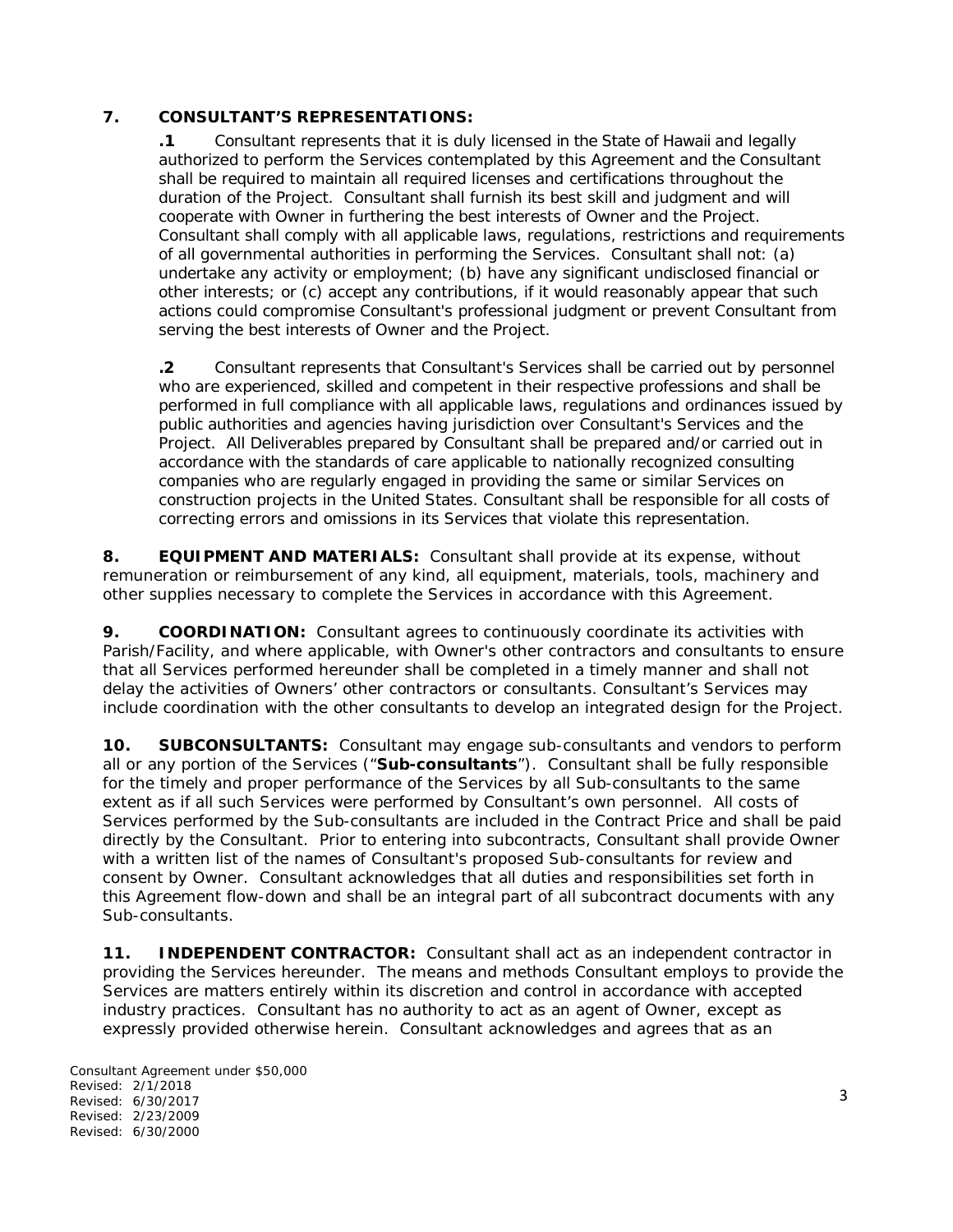**7. CONSULTANT'S REPRESENTATIONS:**

**.1** Consultant represents that it is duly licensed in the State of Hawaii and legally authorized to perform the Services contemplated by this Agreement and the Consultant shall be required to maintain all required licenses and certifications throughout the duration of the Project. Consultant shall furnish its best skill and judgment and will cooperate with Owner in furthering the best interests of Owner and the Project. Consultant shall comply with all applicable laws, regulations, restrictions and requirements of all governmental authorities in performing the Services. Consultant shall not: (a) undertake any activity or employment; (b) have any significant undisclosed financial or other interests; or (c) accept any contributions, if it would reasonably appear that such actions could compromise Consultant's professional judgment or prevent Consultant from serving the best interests of Owner and the Project.

**.2** Consultant represents that Consultant's Services shall be carried out by personnel who are experienced, skilled and competent in their respective professions and shall be performed in full compliance with all applicable laws, regulations and ordinances issued by public authorities and agencies having jurisdiction over Consultant's Services and the Project. All Deliverables prepared by Consultant shall be prepared and/or carried out in accordance with the standards of care applicable to nationally recognized consulting companies who are regularly engaged in providing the same or similar Services on construction projects in the United States. Consultant shall be responsible for all costs of correcting errors and omissions in its Services that violate this representation.

**8. EQUIPMENT AND MATERIALS:** Consultant shall provide at its expense, without remuneration or reimbursement of any kind, all equipment, materials, tools, machinery and other supplies necessary to complete the Services in accordance with this Agreement.

**9. COORDINATION:** Consultant agrees to continuously coordinate its activities with Parish/Facility, and where applicable, with Owner's other contractors and consultants to ensure that all Services performed hereunder shall be completed in a timely manner and shall not delay the activities of Owners' other contractors or consultants. Consultant's Services may include coordination with the other consultants to develop an integrated design for the Project.

**10. SUBCONSULTANTS:** Consultant may engage sub-consultants and vendors to perform all or any portion of the Services ("**Sub-consultants**"). Consultant shall be fully responsible for the timely and proper performance of the Services by all Sub-consultants to the same extent as if all such Services were performed by Consultant's own personnel. All costs of Services performed by the Sub-consultants are included in the Contract Price and shall be paid directly by the Consultant. Prior to entering into subcontracts, Consultant shall provide Owner with a written list of the names of Consultant's proposed Sub-consultants for review and consent by Owner. Consultant acknowledges that all duties and responsibilities set forth in this Agreement flow-down and shall be an integral part of all subcontract documents with any Sub-consultants.

**11. INDEPENDENT CONTRACTOR:** Consultant shall act as an independent contractor in providing the Services hereunder. The means and methods Consultant employs to provide the Services are matters entirely within its discretion and control in accordance with accepted industry practices. Consultant has no authority to act as an agent of Owner, except as expressly provided otherwise herein. Consultant acknowledges and agrees that as an

Consultant Agreement under $50,000
Revised: 2/1/2018
Revised: 6/30/2017
Revised: 2/23/2009
Revised: 6/30/2000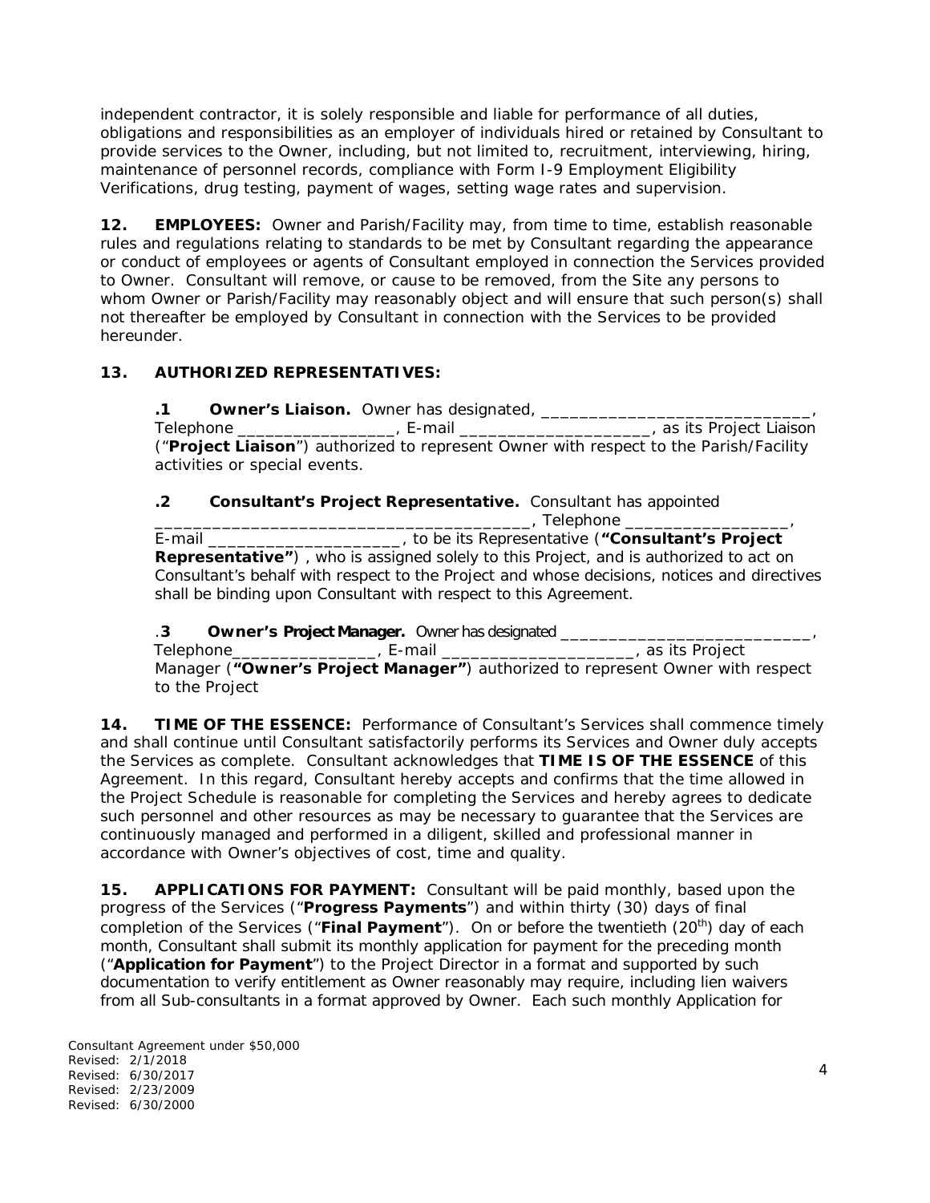independent contractor, it is solely responsible and liable for performance of all duties, obligations and responsibilities as an employer of individuals hired or retained by Consultant to provide services to the Owner, including, but not limited to, recruitment, interviewing, hiring, maintenance of personnel records, compliance with Form I-9 Employment Eligibility Verifications, drug testing, payment of wages, setting wage rates and supervision.

**12. EMPLOYEES:** Owner and Parish/Facility may, from time to time, establish reasonable rules and regulations relating to standards to be met by Consultant regarding the appearance or conduct of employees or agents of Consultant employed in connection the Services provided to Owner. Consultant will remove, or cause to be removed, from the Site any persons to whom Owner or Parish/Facility may reasonably object and will ensure that such person(s) shall not thereafter be employed by Consultant in connection with the Services to be provided hereunder.

**13. AUTHORIZED REPRESENTATIVES:**

**.1 Owner's Liaison.** Owner has designated, ______________________________, Telephone _________________, E-mail ____________________, as its Project Liaison ("**Project Liaison**") authorized to represent Owner with respect to the Parish/Facility activities or special events.

**.2 Consultant's Project Representative.** Consultant has appointed ________________________________________, Telephone _________________, E-mail ____________________, to be its Representative (**"Consultant's Project Representative"**) , who is assigned solely to this Project, and is authorized to act on Consultant's behalf with respect to the Project and whose decisions, notices and directives shall be binding upon Consultant with respect to this Agreement.

**.3 Owner's Project Manager.** Owner has designated ____________________________, Telephone________________, E-mail ____________________, as its Project Manager (**"Owner's Project Manager"**) authorized to represent Owner with respect to the Project

**14. TIME OF THE ESSENCE:** Performance of Consultant's Services shall commence timely and shall continue until Consultant satisfactorily performs its Services and Owner duly accepts the Services as complete. Consultant acknowledges that **TIME IS OF THE ESSENCE** of this Agreement. In this regard, Consultant hereby accepts and confirms that the time allowed in the Project Schedule is reasonable for completing the Services and hereby agrees to dedicate such personnel and other resources as may be necessary to guarantee that the Services are continuously managed and performed in a diligent, skilled and professional manner in accordance with Owner's objectives of cost, time and quality.

**15. APPLICATIONS FOR PAYMENT:** Consultant will be paid monthly, based upon the progress of the Services ("**Progress Payments**") and within thirty (30) days of final completion of the Services ("**Final Payment**"). On or before the twentieth (20th) day of each month, Consultant shall submit its monthly application for payment for the preceding month ("**Application for Payment**") to the Project Director in a format and supported by such documentation to verify entitlement as Owner reasonably may require, including lien waivers from all Sub-consultants in a format approved by Owner. Each such monthly Application for

Consultant Agreement under $50,000
Revised: 2/1/2018
Revised: 6/30/2017
Revised: 2/23/2009
Revised: 6/30/2000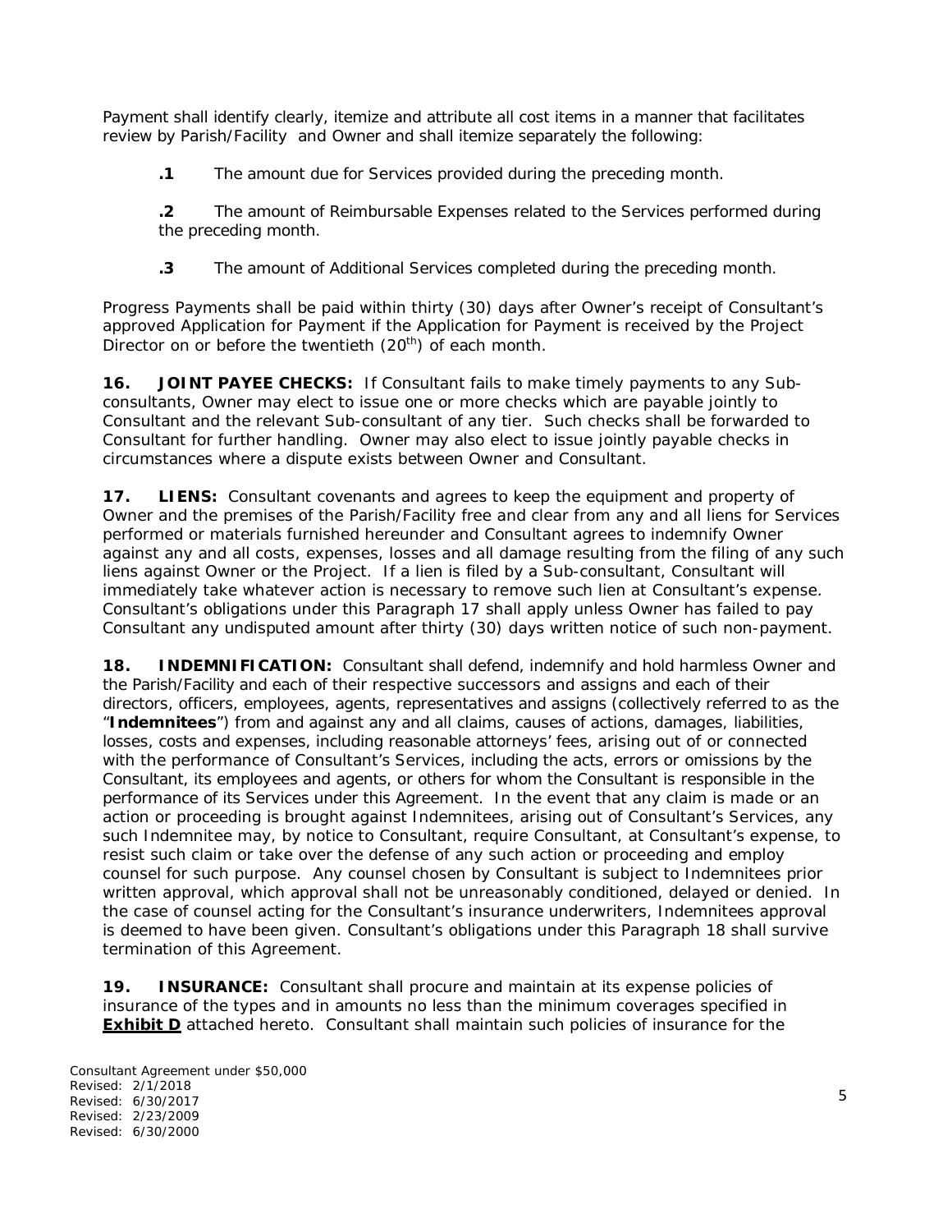Payment shall identify clearly, itemize and attribute all cost items in a manner that facilitates review by Parish/Facility and Owner and shall itemize separately the following:

**.1** The amount due for Services provided during the preceding month.

**.2** The amount of Reimbursable Expenses related to the Services performed during the preceding month.

**.3** The amount of Additional Services completed during the preceding month.

Progress Payments shall be paid within thirty (30) days after Owner's receipt of Consultant's approved Application for Payment if the Application for Payment is received by the Project Director on or before the twentieth (20th) of each month.

**16. JOINT PAYEE CHECKS:** If Consultant fails to make timely payments to any Sub-consultants, Owner may elect to issue one or more checks which are payable jointly to Consultant and the relevant Sub-consultant of any tier. Such checks shall be forwarded to Consultant for further handling. Owner may also elect to issue jointly payable checks in circumstances where a dispute exists between Owner and Consultant.

**17. LIENS:** Consultant covenants and agrees to keep the equipment and property of Owner and the premises of the Parish/Facility free and clear from any and all liens for Services performed or materials furnished hereunder and Consultant agrees to indemnify Owner against any and all costs, expenses, losses and all damage resulting from the filing of any such liens against Owner or the Project. If a lien is filed by a Sub-consultant, Consultant will immediately take whatever action is necessary to remove such lien at Consultant's expense. Consultant's obligations under this Paragraph 17 shall apply unless Owner has failed to pay Consultant any undisputed amount after thirty (30) days written notice of such non-payment.

**18. INDEMNIFICATION:** Consultant shall defend, indemnify and hold harmless Owner and the Parish/Facility and each of their respective successors and assigns and each of their directors, officers, employees, agents, representatives and assigns (collectively referred to as the "**Indemnitees**") from and against any and all claims, causes of actions, damages, liabilities, losses, costs and expenses, including reasonable attorneys' fees, arising out of or connected with the performance of Consultant's Services, including the acts, errors or omissions by the Consultant, its employees and agents, or others for whom the Consultant is responsible in the performance of its Services under this Agreement. In the event that any claim is made or an action or proceeding is brought against Indemnitees, arising out of Consultant's Services, any such Indemnitee may, by notice to Consultant, require Consultant, at Consultant's expense, to resist such claim or take over the defense of any such action or proceeding and employ counsel for such purpose. Any counsel chosen by Consultant is subject to Indemnitees prior written approval, which approval shall not be unreasonably conditioned, delayed or denied. In the case of counsel acting for the Consultant's insurance underwriters, Indemnitees approval is deemed to have been given. Consultant's obligations under this Paragraph 18 shall survive termination of this Agreement.

**19. INSURANCE:** Consultant shall procure and maintain at its expense policies of insurance of the types and in amounts no less than the minimum coverages specified in **Exhibit D** attached hereto. Consultant shall maintain such policies of insurance for the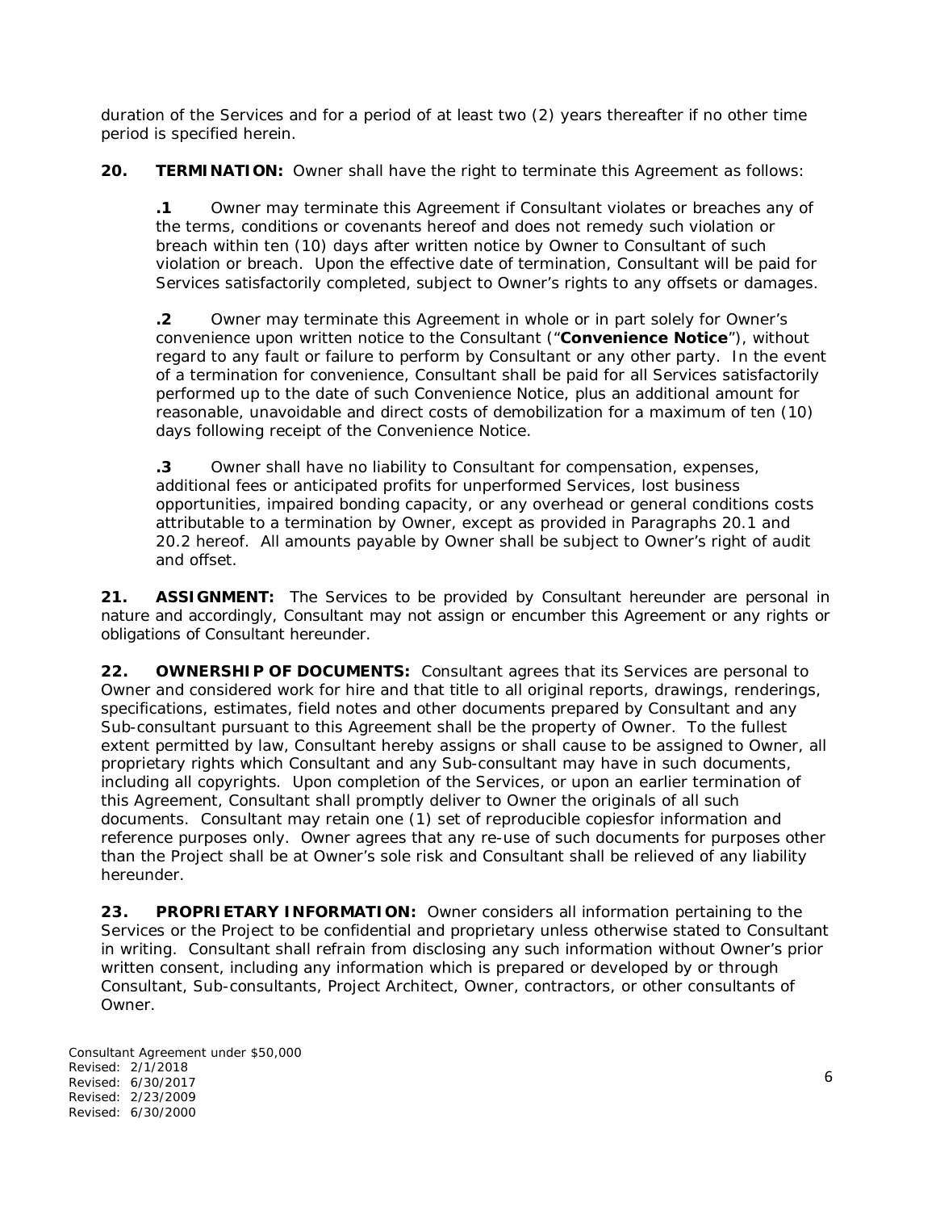duration of the Services and for a period of at least two (2) years thereafter if no other time period is specified herein.

**20. TERMINATION:** Owner shall have the right to terminate this Agreement as follows:

**.1** Owner may terminate this Agreement if Consultant violates or breaches any of the terms, conditions or covenants hereof and does not remedy such violation or breach within ten (10) days after written notice by Owner to Consultant of such violation or breach. Upon the effective date of termination, Consultant will be paid for Services satisfactorily completed, subject to Owner's rights to any offsets or damages.

**.2** Owner may terminate this Agreement in whole or in part solely for Owner's convenience upon written notice to the Consultant ("**Convenience Notice**"), without regard to any fault or failure to perform by Consultant or any other party. In the event of a termination for convenience, Consultant shall be paid for all Services satisfactorily performed up to the date of such Convenience Notice, plus an additional amount for reasonable, unavoidable and direct costs of demobilization for a maximum of ten (10) days following receipt of the Convenience Notice.

**.3** Owner shall have no liability to Consultant for compensation, expenses, additional fees or anticipated profits for unperformed Services, lost business opportunities, impaired bonding capacity, or any overhead or general conditions costs attributable to a termination by Owner, except as provided in Paragraphs 20.1 and 20.2 hereof. All amounts payable by Owner shall be subject to Owner's right of audit and offset.

**21. ASSIGNMENT:** The Services to be provided by Consultant hereunder are personal in nature and accordingly, Consultant may not assign or encumber this Agreement or any rights or obligations of Consultant hereunder.

**22. OWNERSHIP OF DOCUMENTS:** Consultant agrees that its Services are personal to Owner and considered work for hire and that title to all original reports, drawings, renderings, specifications, estimates, field notes and other documents prepared by Consultant and any Sub-consultant pursuant to this Agreement shall be the property of Owner. To the fullest extent permitted by law, Consultant hereby assigns or shall cause to be assigned to Owner, all proprietary rights which Consultant and any Sub-consultant may have in such documents, including all copyrights. Upon completion of the Services, or upon an earlier termination of this Agreement, Consultant shall promptly deliver to Owner the originals of all such documents. Consultant may retain one (1) set of reproducible copiesfor information and reference purposes only. Owner agrees that any re-use of such documents for purposes other than the Project shall be at Owner's sole risk and Consultant shall be relieved of any liability hereunder.

**23. PROPRIETARY INFORMATION:** Owner considers all information pertaining to the Services or the Project to be confidential and proprietary unless otherwise stated to Consultant in writing. Consultant shall refrain from disclosing any such information without Owner's prior written consent, including any information which is prepared or developed by or through Consultant, Sub-consultants, Project Architect, Owner, contractors, or other consultants of Owner.

Consultant Agreement under $50,000
Revised: 2/1/2018
Revised: 6/30/2017
Revised: 2/23/2009
Revised: 6/30/2000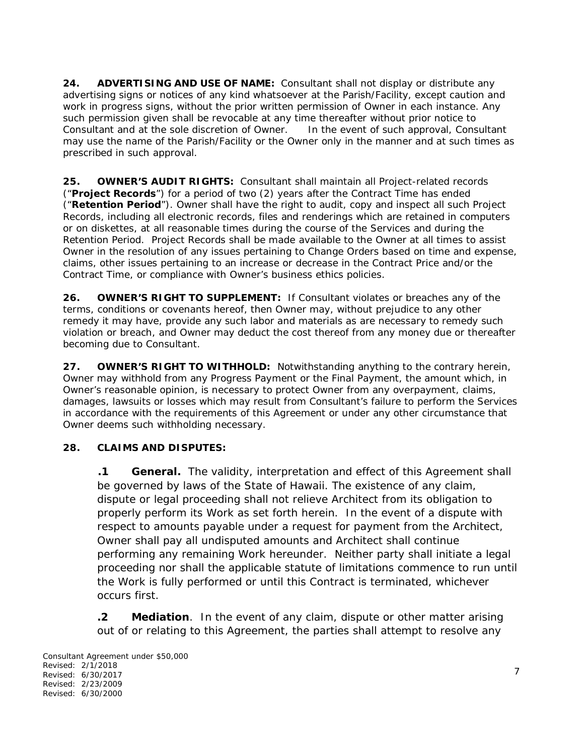**24. ADVERTISING AND USE OF NAME:** Consultant shall not display or distribute any advertising signs or notices of any kind whatsoever at the Parish/Facility, except caution and work in progress signs, without the prior written permission of Owner in each instance. Any such permission given shall be revocable at any time thereafter without prior notice to Consultant and at the sole discretion of Owner. In the event of such approval, Consultant may use the name of the Parish/Facility or the Owner only in the manner and at such times as prescribed in such approval.

**25. OWNER'S AUDIT RIGHTS:** Consultant shall maintain all Project-related records ("**Project Records**") for a period of two (2) years after the Contract Time has ended ("**Retention Period**"). Owner shall have the right to audit, copy and inspect all such Project Records, including all electronic records, files and renderings which are retained in computers or on diskettes, at all reasonable times during the course of the Services and during the Retention Period. Project Records shall be made available to the Owner at all times to assist Owner in the resolution of any issues pertaining to Change Orders based on time and expense, claims, other issues pertaining to an increase or decrease in the Contract Price and/or the Contract Time, or compliance with Owner's business ethics policies.

**26. OWNER'S RIGHT TO SUPPLEMENT:** If Consultant violates or breaches any of the terms, conditions or covenants hereof, then Owner may, without prejudice to any other remedy it may have, provide any such labor and materials as are necessary to remedy such violation or breach, and Owner may deduct the cost thereof from any money due or thereafter becoming due to Consultant.

**27. OWNER'S RIGHT TO WITHHOLD:** Notwithstanding anything to the contrary herein, Owner may withhold from any Progress Payment or the Final Payment, the amount which, in Owner's reasonable opinion, is necessary to protect Owner from any overpayment, claims, damages, lawsuits or losses which may result from Consultant's failure to perform the Services in accordance with the requirements of this Agreement or under any other circumstance that Owner deems such withholding necessary.

**28. CLAIMS AND DISPUTES:**

**.1 General.** The validity, interpretation and effect of this Agreement shall be governed by laws of the State of Hawaii. The existence of any claim, dispute or legal proceeding shall not relieve Architect from its obligation to properly perform its Work as set forth herein. In the event of a dispute with respect to amounts payable under a request for payment from the Architect, Owner shall pay all undisputed amounts and Architect shall continue performing any remaining Work hereunder. Neither party shall initiate a legal proceeding nor shall the applicable statute of limitations commence to run until the Work is fully performed or until this Contract is terminated, whichever occurs first.

**.2 Mediation**. In the event of any claim, dispute or other matter arising out of or relating to this Agreement, the parties shall attempt to resolve any

Consultant Agreement under $50,000
Revised: 2/1/2018
Revised: 6/30/2017
Revised: 2/23/2009
Revised: 6/30/2000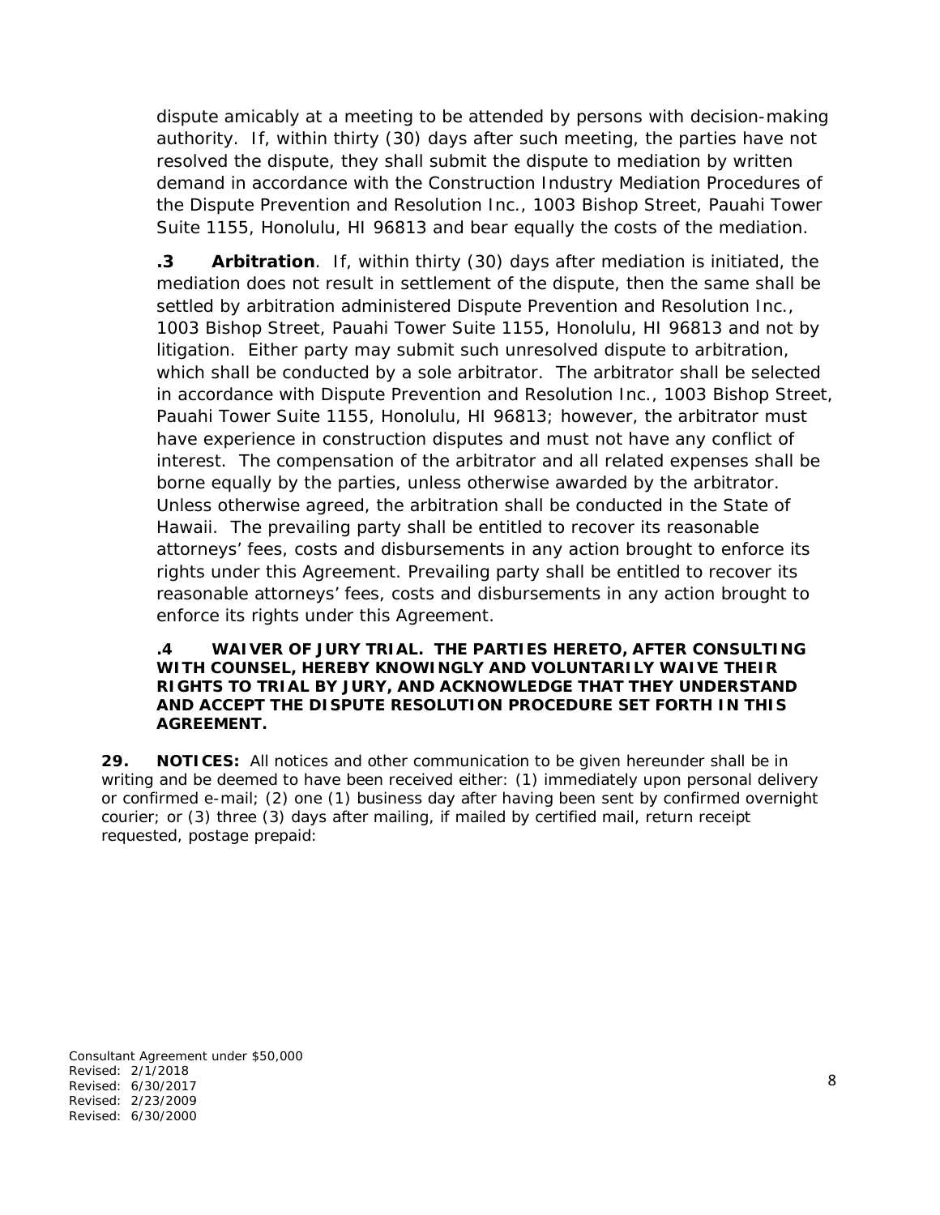dispute amicably at a meeting to be attended by persons with decision-making authority. If, within thirty (30) days after such meeting, the parties have not resolved the dispute, they shall submit the dispute to mediation by written demand in accordance with the Construction Industry Mediation Procedures of the Dispute Prevention and Resolution Inc., 1003 Bishop Street, Pauahi Tower Suite 1155, Honolulu, HI 96813 and bear equally the costs of the mediation.

**.3 Arbitration**. If, within thirty (30) days after mediation is initiated, the mediation does not result in settlement of the dispute, then the same shall be settled by arbitration administered Dispute Prevention and Resolution Inc., 1003 Bishop Street, Pauahi Tower Suite 1155, Honolulu, HI 96813 and not by litigation. Either party may submit such unresolved dispute to arbitration, which shall be conducted by a sole arbitrator. The arbitrator shall be selected in accordance with Dispute Prevention and Resolution Inc., 1003 Bishop Street, Pauahi Tower Suite 1155, Honolulu, HI 96813; however, the arbitrator must have experience in construction disputes and must not have any conflict of interest. The compensation of the arbitrator and all related expenses shall be borne equally by the parties, unless otherwise awarded by the arbitrator. Unless otherwise agreed, the arbitration shall be conducted in the State of Hawaii. The prevailing party shall be entitled to recover its reasonable attorneys' fees, costs and disbursements in any action brought to enforce its rights under this Agreement. Prevailing party shall be entitled to recover its reasonable attorneys' fees, costs and disbursements in any action brought to enforce its rights under this Agreement.

**.4 WAIVER OF JURY TRIAL. THE PARTIES HERETO, AFTER CONSULTING WITH COUNSEL, HEREBY KNOWINGLY AND VOLUNTARILY WAIVE THEIR RIGHTS TO TRIAL BY JURY, AND ACKNOWLEDGE THAT THEY UNDERSTAND AND ACCEPT THE DISPUTE RESOLUTION PROCEDURE SET FORTH IN THIS AGREEMENT.**

**29. NOTICES:** All notices and other communication to be given hereunder shall be in writing and be deemed to have been received either: (1) immediately upon personal delivery or confirmed e-mail; (2) one (1) business day after having been sent by confirmed overnight courier; or (3) three (3) days after mailing, if mailed by certified mail, return receipt requested, postage prepaid:

Consultant Agreement under $50,000
Revised: 2/1/2018
Revised: 6/30/2017
Revised: 2/23/2009
Revised: 6/30/2000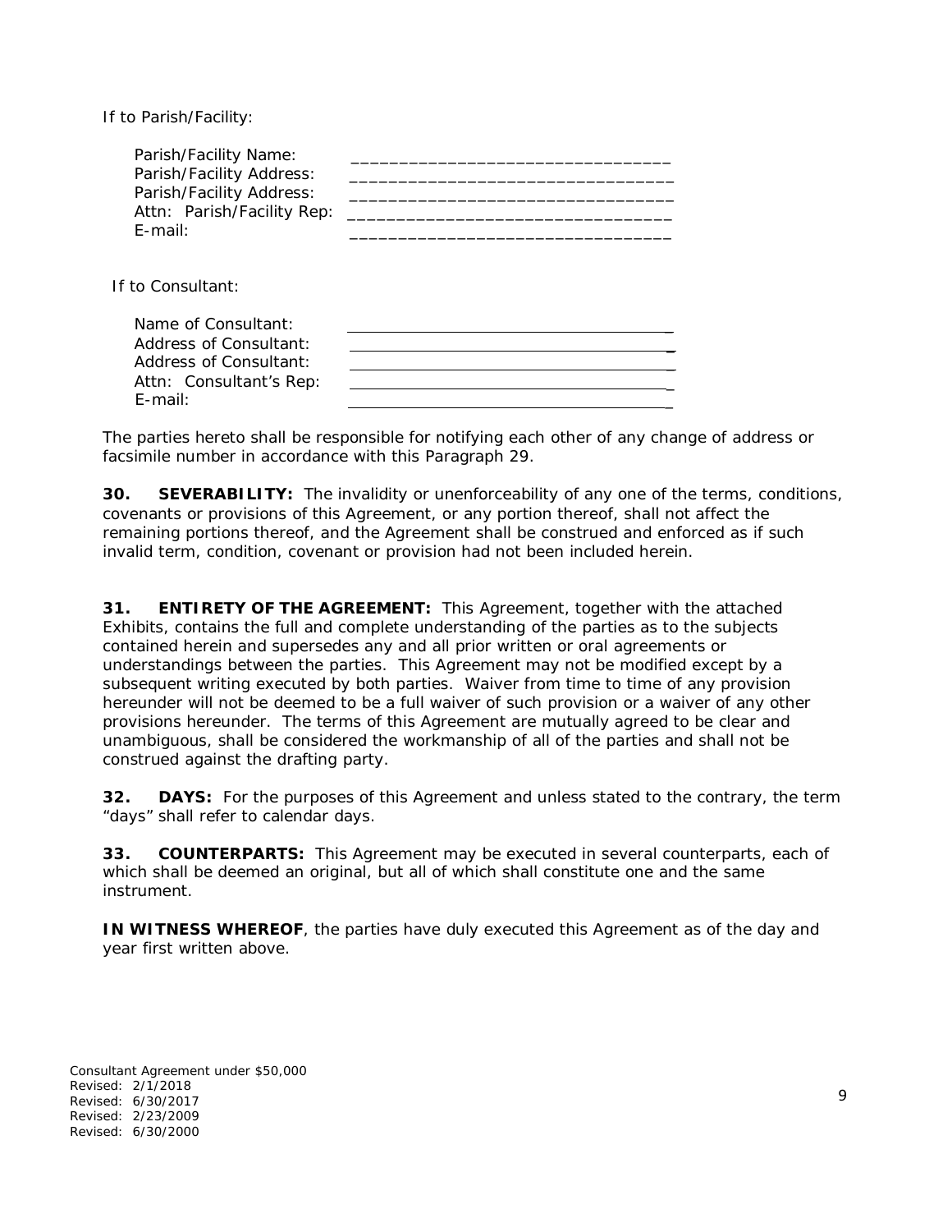If to Parish/Facility:

Parish/Facility Name: _________________________________
Parish/Facility Address: _________________________________
Parish/Facility Address: _________________________________
Attn: Parish/Facility Rep: _________________________________
E-mail: _________________________________

If to Consultant:

Name of Consultant: _________________________________
Address of Consultant: _________________________________
Address of Consultant: _________________________________
Attn: Consultant's Rep: _________________________________
E-mail: _________________________________

The parties hereto shall be responsible for notifying each other of any change of address or facsimile number in accordance with this Paragraph 29.

**30. SEVERABILITY:** The invalidity or unenforceability of any one of the terms, conditions, covenants or provisions of this Agreement, or any portion thereof, shall not affect the remaining portions thereof, and the Agreement shall be construed and enforced as if such invalid term, condition, covenant or provision had not been included herein.

**31. ENTIRETY OF THE AGREEMENT:** This Agreement, together with the attached Exhibits, contains the full and complete understanding of the parties as to the subjects contained herein and supersedes any and all prior written or oral agreements or understandings between the parties. This Agreement may not be modified except by a subsequent writing executed by both parties. Waiver from time to time of any provision hereunder will not be deemed to be a full waiver of such provision or a waiver of any other provisions hereunder. The terms of this Agreement are mutually agreed to be clear and unambiguous, shall be considered the workmanship of all of the parties and shall not be construed against the drafting party.

**32. DAYS:** For the purposes of this Agreement and unless stated to the contrary, the term "days" shall refer to calendar days.

**33. COUNTERPARTS:** This Agreement may be executed in several counterparts, each of which shall be deemed an original, but all of which shall constitute one and the same instrument.

**IN WITNESS WHEREOF**, the parties have duly executed this Agreement as of the day and year first written above.

Consultant Agreement under $50,000
Revised: 2/1/2018
Revised: 6/30/2017
Revised: 2/23/2009
Revised: 6/30/2000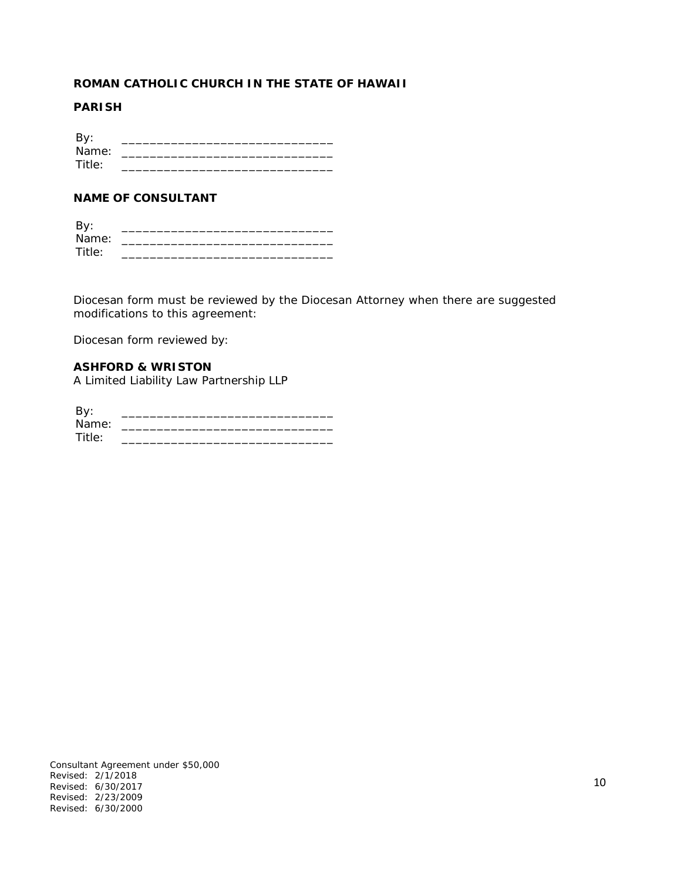**ROMAN CATHOLIC CHURCH IN THE STATE OF HAWAII**

**PARISH**

By: ______________________________
Name: ______________________________
Title: ______________________________

**NAME OF CONSULTANT**

By: ______________________________
Name: ______________________________
Title: ______________________________

Diocesan form must be reviewed by the Diocesan Attorney when there are suggested modifications to this agreement:

Diocesan form reviewed by:

**ASHFORD & WRISTON**
A Limited Liability Law Partnership LLP

By: ______________________________
Name: ______________________________
Title: ______________________________

Consultant Agreement under $50,000
Revised: 2/1/2018
Revised: 6/30/2017
Revised: 2/23/2009
Revised: 6/30/2000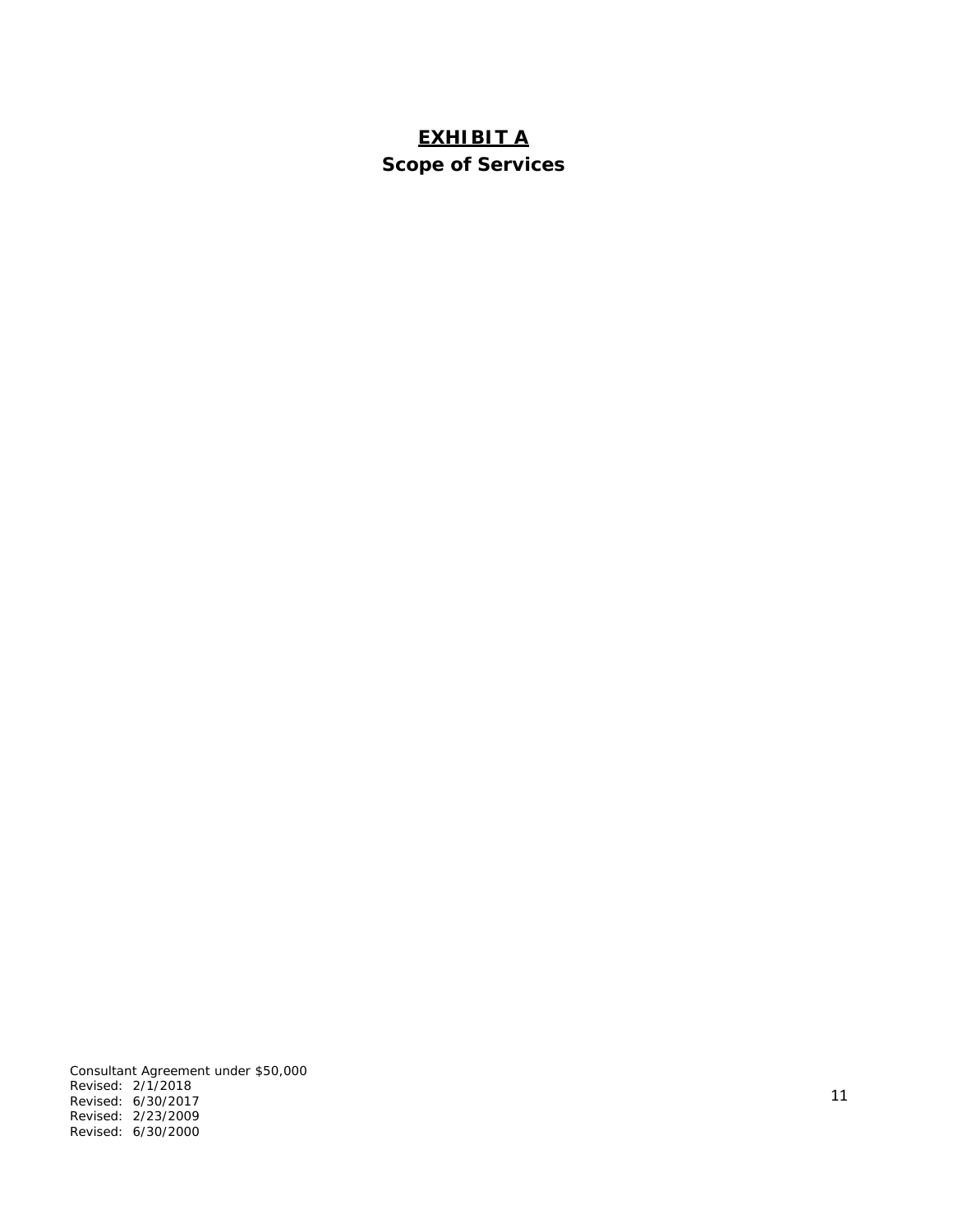# EXHIBIT A

## Scope of Services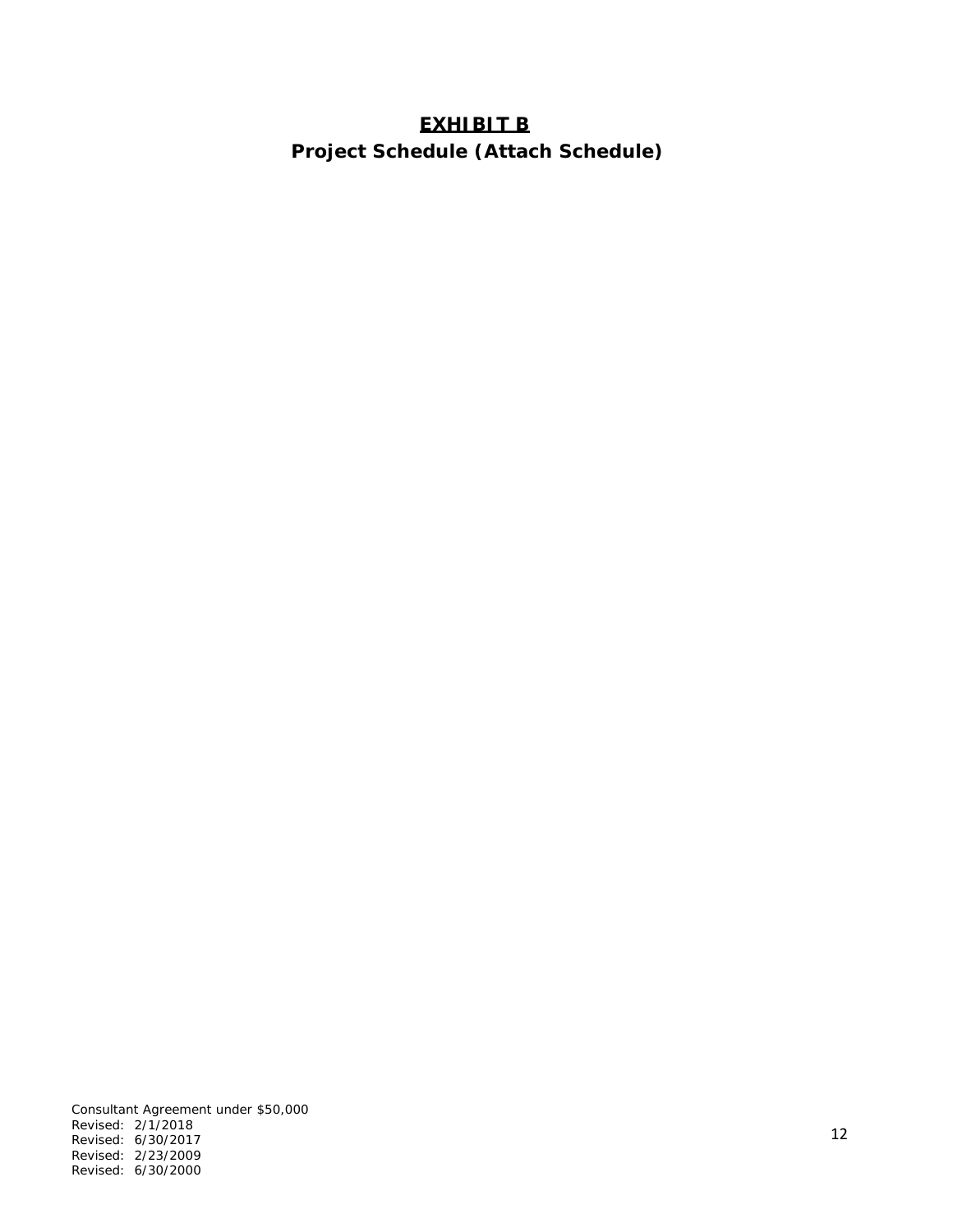# **<u>EXHIBIT B</u>**

## **Project Schedule (Attach Schedule)**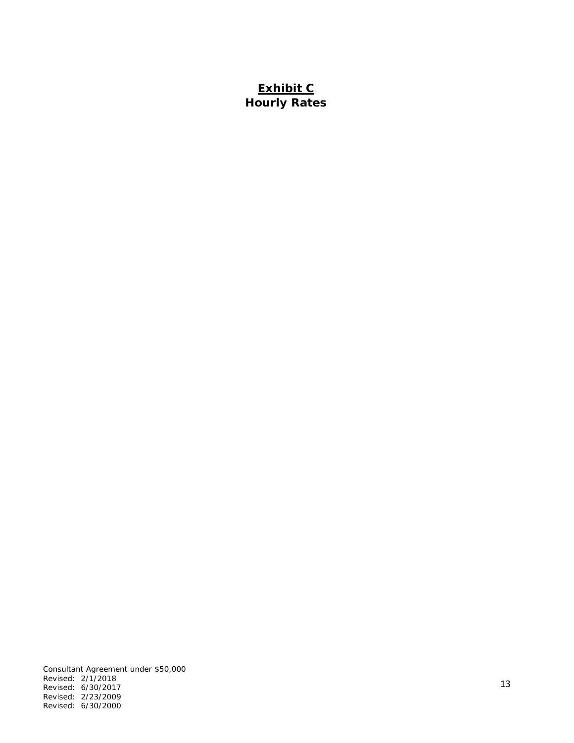# **Exhibit C**
## **Hourly Rates**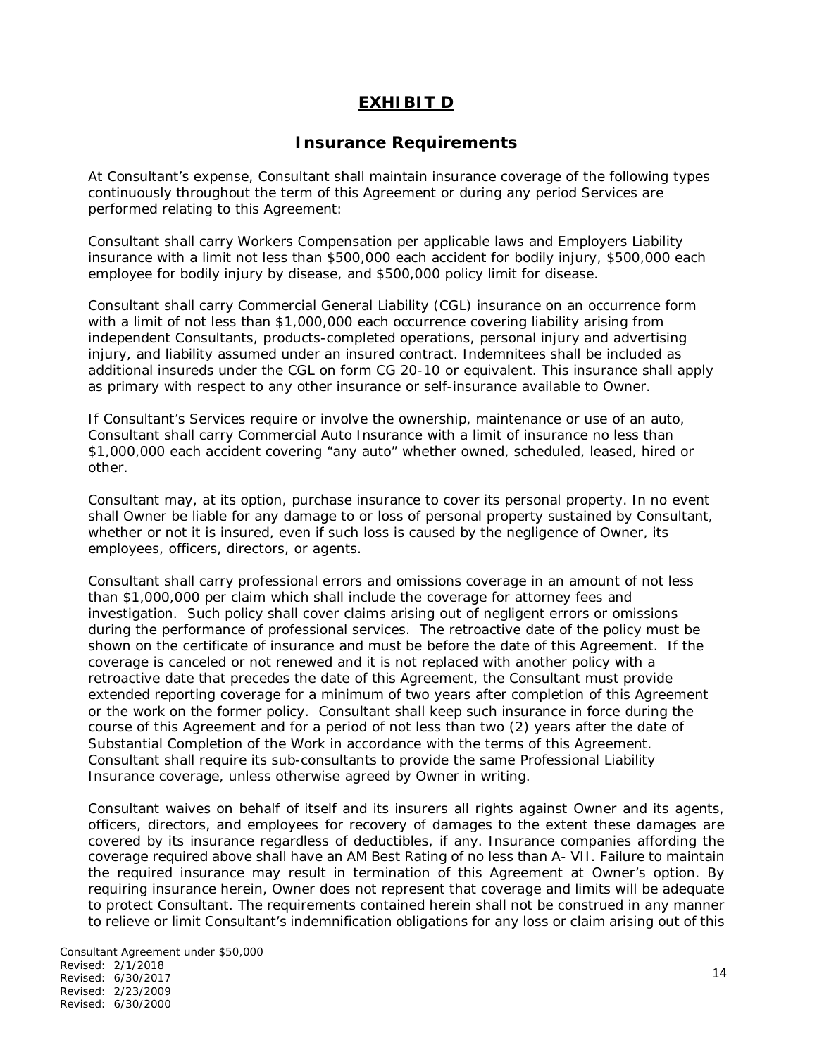# **EXHIBIT D**

## Insurance Requirements

At Consultant's expense, Consultant shall maintain insurance coverage of the following types continuously throughout the term of this Agreement or during any period Services are performed relating to this Agreement:

Consultant shall carry Workers Compensation per applicable laws and Employers Liability insurance with a limit not less than $500,000 each accident for bodily injury, $500,000 each employee for bodily injury by disease, and $500,000 policy limit for disease.

Consultant shall carry Commercial General Liability (CGL) insurance on an occurrence form with a limit of not less than $1,000,000 each occurrence covering liability arising from independent Consultants, products-completed operations, personal injury and advertising injury, and liability assumed under an insured contract. Indemnitees shall be included as additional insureds under the CGL on form CG 20-10 or equivalent. This insurance shall apply as primary with respect to any other insurance or self-insurance available to Owner.

If Consultant's Services require or involve the ownership, maintenance or use of an auto, Consultant shall carry Commercial Auto Insurance with a limit of insurance no less than $1,000,000 each accident covering "any auto" whether owned, scheduled, leased, hired or other.

Consultant may, at its option, purchase insurance to cover its personal property. In no event shall Owner be liable for any damage to or loss of personal property sustained by Consultant, whether or not it is insured, even if such loss is caused by the negligence of Owner, its employees, officers, directors, or agents.

Consultant shall carry professional errors and omissions coverage in an amount of not less than $1,000,000 per claim which shall include the coverage for attorney fees and investigation. Such policy shall cover claims arising out of negligent errors or omissions during the performance of professional services. The retroactive date of the policy must be shown on the certificate of insurance and must be before the date of this Agreement. If the coverage is canceled or not renewed and it is not replaced with another policy with a retroactive date that precedes the date of this Agreement, the Consultant must provide extended reporting coverage for a minimum of two years after completion of this Agreement or the work on the former policy. Consultant shall keep such insurance in force during the course of this Agreement and for a period of not less than two (2) years after the date of Substantial Completion of the Work in accordance with the terms of this Agreement. Consultant shall require its sub-consultants to provide the same Professional Liability Insurance coverage, unless otherwise agreed by Owner in writing.

Consultant waives on behalf of itself and its insurers all rights against Owner and its agents, officers, directors, and employees for recovery of damages to the extent these damages are covered by its insurance regardless of deductibles, if any. Insurance companies affording the coverage required above shall have an AM Best Rating of no less than A- VII. Failure to maintain the required insurance may result in termination of this Agreement at Owner's option. By requiring insurance herein, Owner does not represent that coverage and limits will be adequate to protect Consultant. The requirements contained herein shall not be construed in any manner to relieve or limit Consultant's indemnification obligations for any loss or claim arising out of this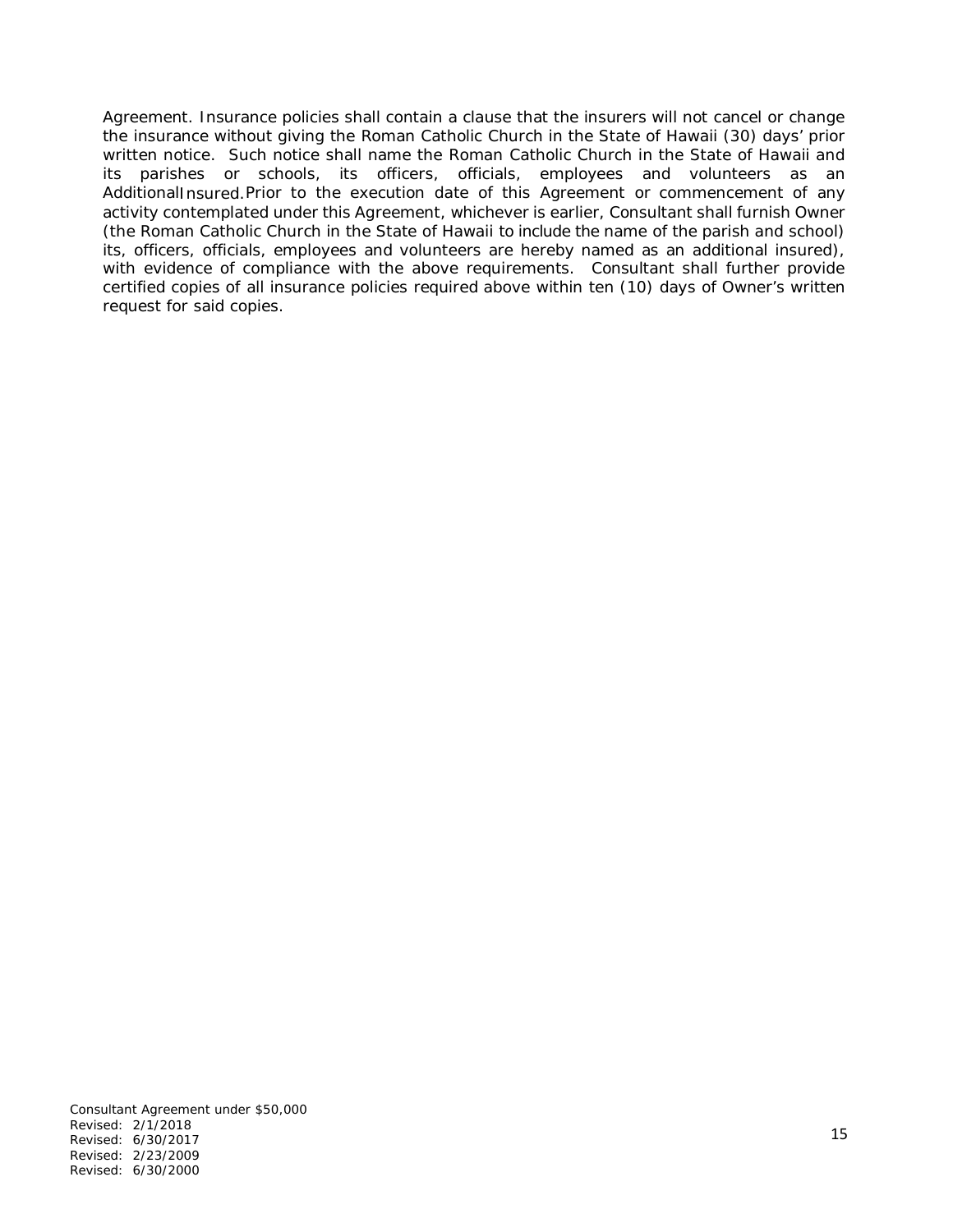Agreement. Insurance policies shall contain a clause that the insurers will not cancel or change the insurance without giving the Roman Catholic Church in the State of Hawaii (30) days' prior written notice. Such notice shall name the Roman Catholic Church in the State of Hawaii and its parishes or schools, its officers, officials, employees and volunteers as an AdditionalInsured.Prior to the execution date of this Agreement or commencement of any activity contemplated under this Agreement, whichever is earlier, Consultant shall furnish Owner (the Roman Catholic Church in the State of Hawaii to include the name of the parish and school) its, officers, officials, employees and volunteers are hereby named as an additional insured), with evidence of compliance with the above requirements. Consultant shall further provide certified copies of all insurance policies required above within ten (10) days of Owner's written request for said copies.